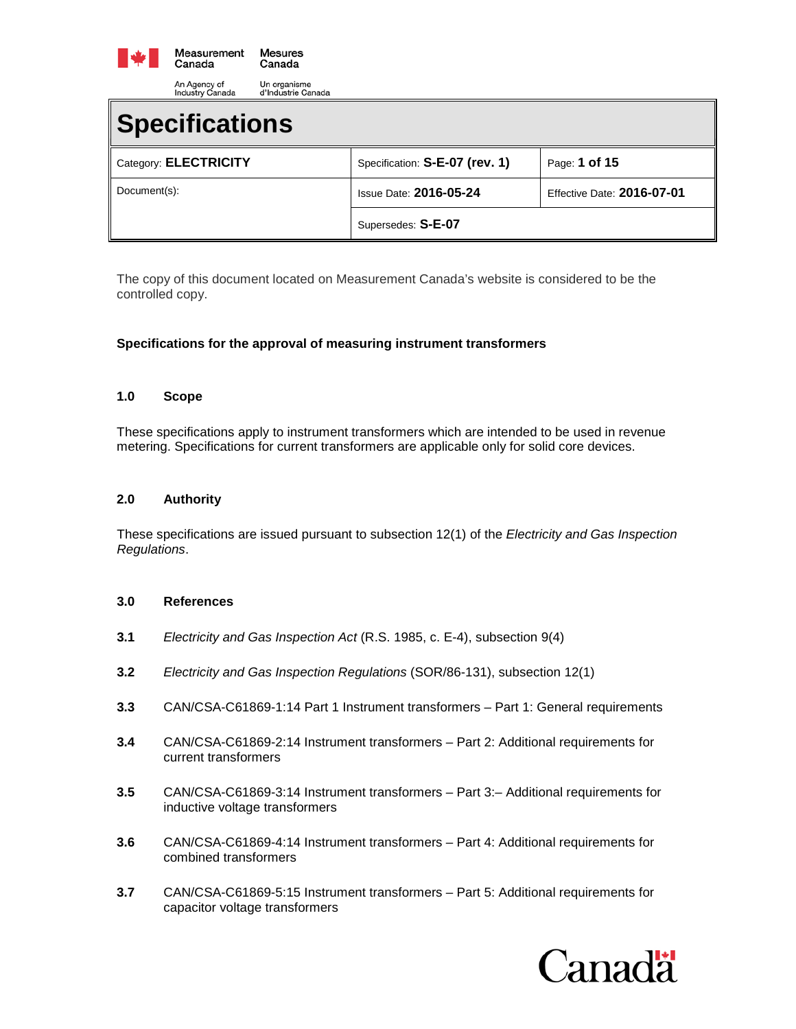Measurement Canada | Mesures Canada

An Agency of Industry Canada | Un organisme d'Industrie Canada

# Specifications

| Category: **ELECTRICITY** | Specification: **S-E-07 (rev. 1)** | Page: **1 of 15** |
|---|---|---|
| Document(s): | Issue Date: **2016-05-24** | Effective Date: **2016-07-01** |
| | Supersedes: **S-E-07** | |

The copy of this document located on Measurement Canada's website is considered to be the controlled copy.

**Specifications for the approval of measuring instrument transformers**

## 1.0 Scope

These specifications apply to instrument transformers which are intended to be used in revenue metering. Specifications for current transformers are applicable only for solid core devices.

## 2.0 Authority

These specifications are issued pursuant to subsection 12(1) of the *Electricity and Gas Inspection Regulations*.

## 3.0 References

**3.1** *Electricity and Gas Inspection Act* (R.S. 1985, c. E-4), subsection 9(4)

**3.2** *Electricity and Gas Inspection Regulations* (SOR/86-131), subsection 12(1)

**3.3** CAN/CSA-C61869-1:14 Part 1 Instrument transformers – Part 1: General requirements

**3.4** CAN/CSA-C61869-2:14 Instrument transformers – Part 2: Additional requirements for current transformers

**3.5** CAN/CSA-C61869-3:14 Instrument transformers – Part 3:– Additional requirements for inductive voltage transformers

**3.6** CAN/CSA-C61869-4:14 Instrument transformers – Part 4: Additional requirements for combined transformers

**3.7** CAN/CSA-C61869-5:15 Instrument transformers – Part 5: Additional requirements for capacitor voltage transformers

Canada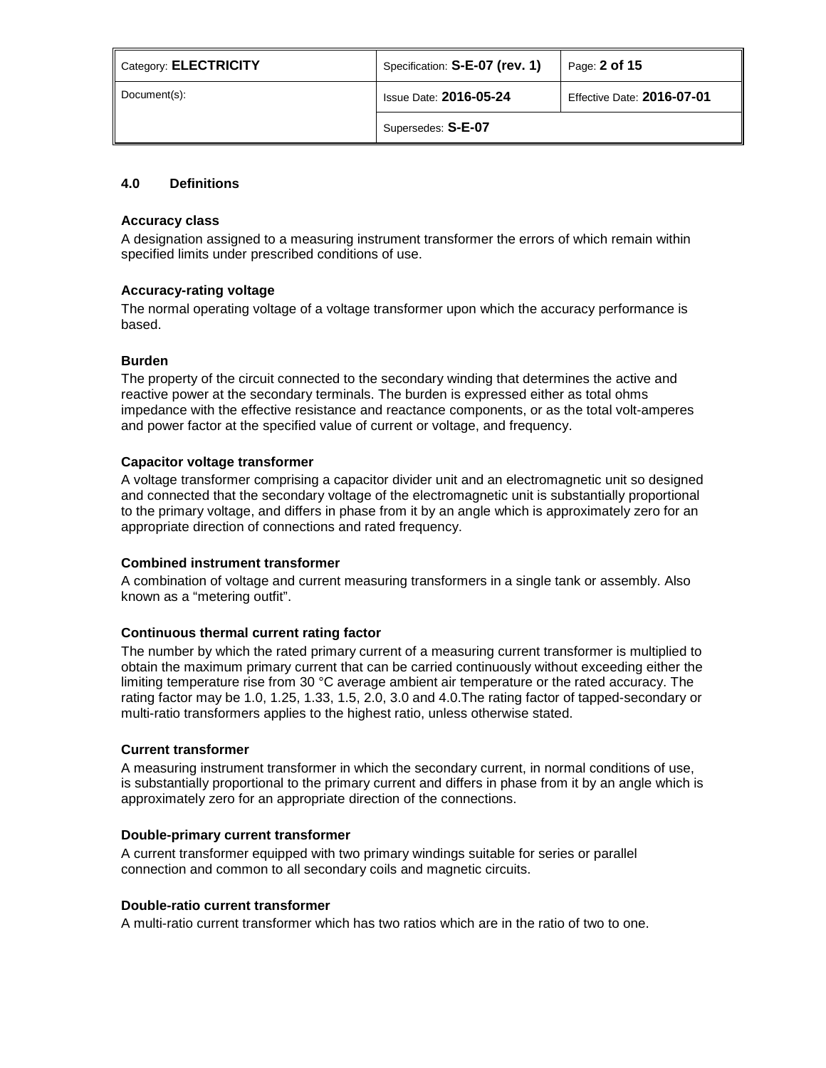## 4.0 Definitions

### Accuracy class

A designation assigned to a measuring instrument transformer the errors of which remain within specified limits under prescribed conditions of use.

### Accuracy-rating voltage

The normal operating voltage of a voltage transformer upon which the accuracy performance is based.

### Burden

The property of the circuit connected to the secondary winding that determines the active and reactive power at the secondary terminals. The burden is expressed either as total ohms impedance with the effective resistance and reactance components, or as the total volt-amperes and power factor at the specified value of current or voltage, and frequency.

### Capacitor voltage transformer

A voltage transformer comprising a capacitor divider unit and an electromagnetic unit so designed and connected that the secondary voltage of the electromagnetic unit is substantially proportional to the primary voltage, and differs in phase from it by an angle which is approximately zero for an appropriate direction of connections and rated frequency.

### Combined instrument transformer

A combination of voltage and current measuring transformers in a single tank or assembly. Also known as a “metering outfit”.

### Continuous thermal current rating factor

The number by which the rated primary current of a measuring current transformer is multiplied to obtain the maximum primary current that can be carried continuously without exceeding either the limiting temperature rise from 30 °C average ambient air temperature or the rated accuracy. The rating factor may be 1.0, 1.25, 1.33, 1.5, 2.0, 3.0 and 4.0.The rating factor of tapped-secondary or multi-ratio transformers applies to the highest ratio, unless otherwise stated.

### Current transformer

A measuring instrument transformer in which the secondary current, in normal conditions of use, is substantially proportional to the primary current and differs in phase from it by an angle which is approximately zero for an appropriate direction of the connections.

### Double-primary current transformer

A current transformer equipped with two primary windings suitable for series or parallel connection and common to all secondary coils and magnetic circuits.

### Double-ratio current transformer

A multi-ratio current transformer which has two ratios which are in the ratio of two to one.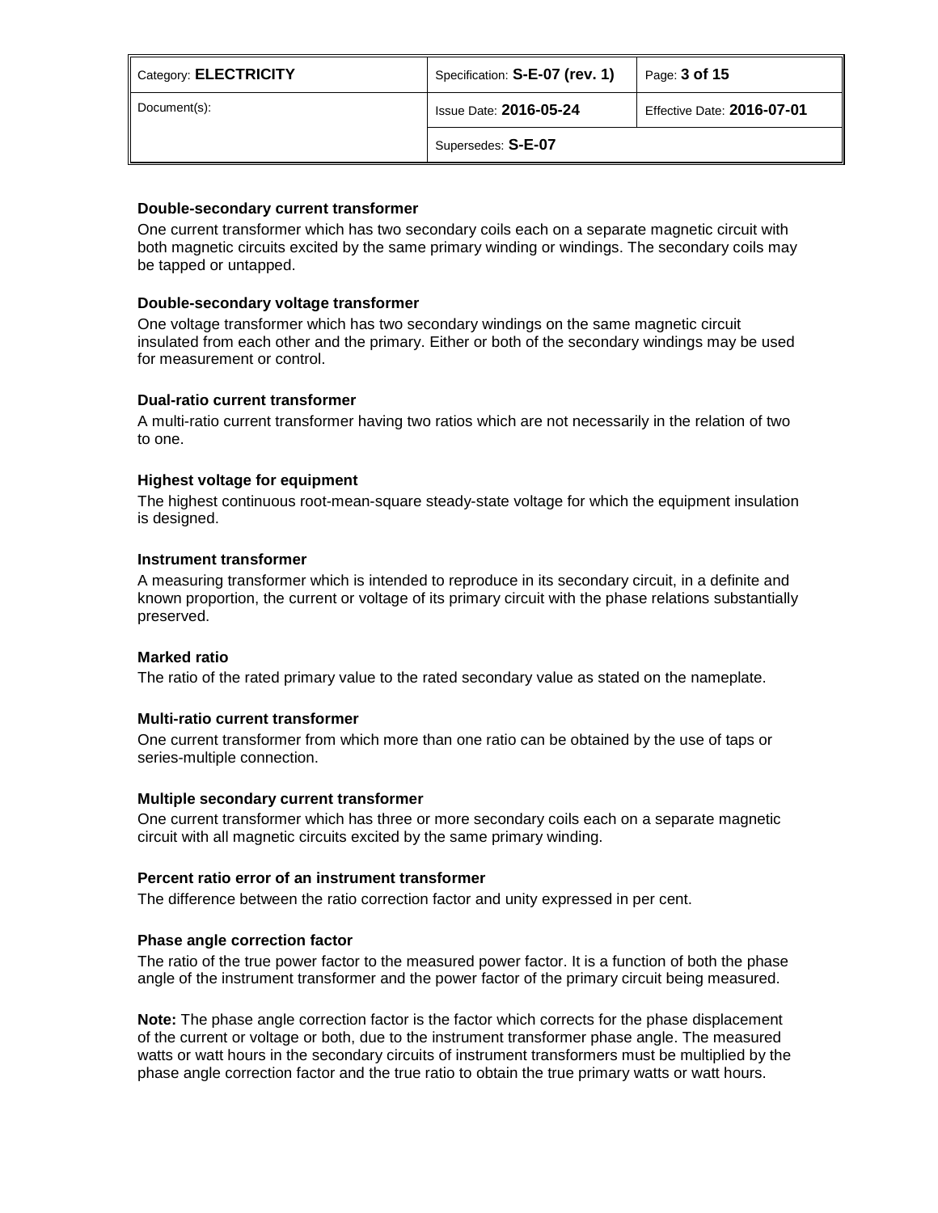**Double-secondary current transformer**

One current transformer which has two secondary coils each on a separate magnetic circuit with both magnetic circuits excited by the same primary winding or windings. The secondary coils may be tapped or untapped.

**Double-secondary voltage transformer**

One voltage transformer which has two secondary windings on the same magnetic circuit insulated from each other and the primary. Either or both of the secondary windings may be used for measurement or control.

**Dual-ratio current transformer**

A multi-ratio current transformer having two ratios which are not necessarily in the relation of two to one.

**Highest voltage for equipment**

The highest continuous root-mean-square steady-state voltage for which the equipment insulation is designed.

**Instrument transformer**

A measuring transformer which is intended to reproduce in its secondary circuit, in a definite and known proportion, the current or voltage of its primary circuit with the phase relations substantially preserved.

**Marked ratio**

The ratio of the rated primary value to the rated secondary value as stated on the nameplate.

**Multi-ratio current transformer**

One current transformer from which more than one ratio can be obtained by the use of taps or series-multiple connection.

**Multiple secondary current transformer**

One current transformer which has three or more secondary coils each on a separate magnetic circuit with all magnetic circuits excited by the same primary winding.

**Percent ratio error of an instrument transformer**

The difference between the ratio correction factor and unity expressed in per cent.

**Phase angle correction factor**

The ratio of the true power factor to the measured power factor. It is a function of both the phase angle of the instrument transformer and the power factor of the primary circuit being measured.

**Note:** The phase angle correction factor is the factor which corrects for the phase displacement of the current or voltage or both, due to the instrument transformer phase angle. The measured watts or watt hours in the secondary circuits of instrument transformers must be multiplied by the phase angle correction factor and the true ratio to obtain the true primary watts or watt hours.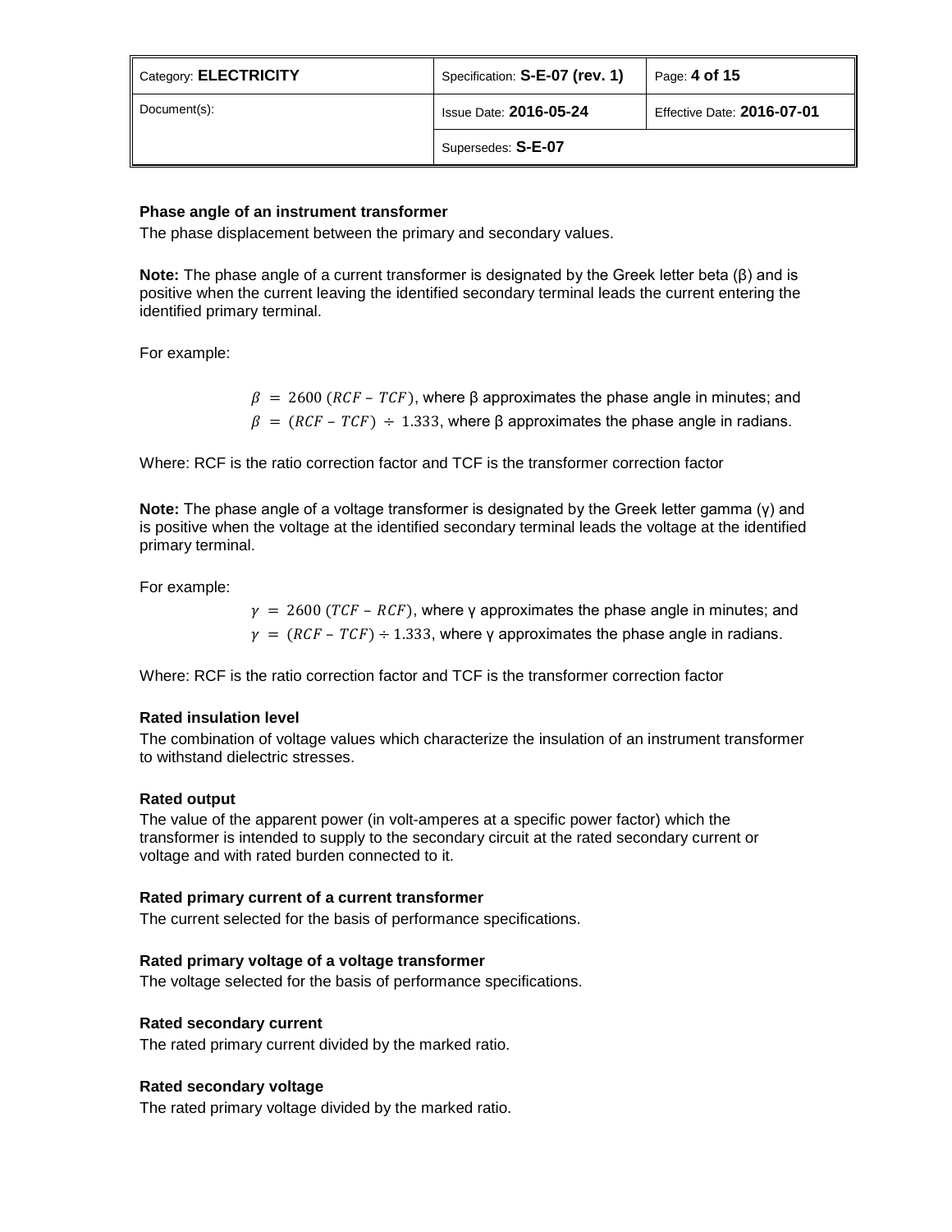**Phase angle of an instrument transformer**

The phase displacement between the primary and secondary values.

**Note:** The phase angle of a current transformer is designated by the Greek letter beta (β) and is positive when the current leaving the identified secondary terminal leads the current entering the identified primary terminal.

For example:

$\beta = 2600\,(RCF - TCF)$, where β approximates the phase angle in minutes; and

$\beta = (RCF - TCF) \div 1.333$, where β approximates the phase angle in radians.

Where: RCF is the ratio correction factor and TCF is the transformer correction factor

**Note:** The phase angle of a voltage transformer is designated by the Greek letter gamma (γ) and is positive when the voltage at the identified secondary terminal leads the voltage at the identified primary terminal.

For example:

$\gamma = 2600\,(TCF - RCF)$, where γ approximates the phase angle in minutes; and

$\gamma = (RCF - TCF) \div 1.333$, where γ approximates the phase angle in radians.

Where: RCF is the ratio correction factor and TCF is the transformer correction factor

**Rated insulation level**

The combination of voltage values which characterize the insulation of an instrument transformer to withstand dielectric stresses.

**Rated output**

The value of the apparent power (in volt-amperes at a specific power factor) which the transformer is intended to supply to the secondary circuit at the rated secondary current or voltage and with rated burden connected to it.

**Rated primary current of a current transformer**

The current selected for the basis of performance specifications.

**Rated primary voltage of a voltage transformer**

The voltage selected for the basis of performance specifications.

**Rated secondary current**

The rated primary current divided by the marked ratio.

**Rated secondary voltage**

The rated primary voltage divided by the marked ratio.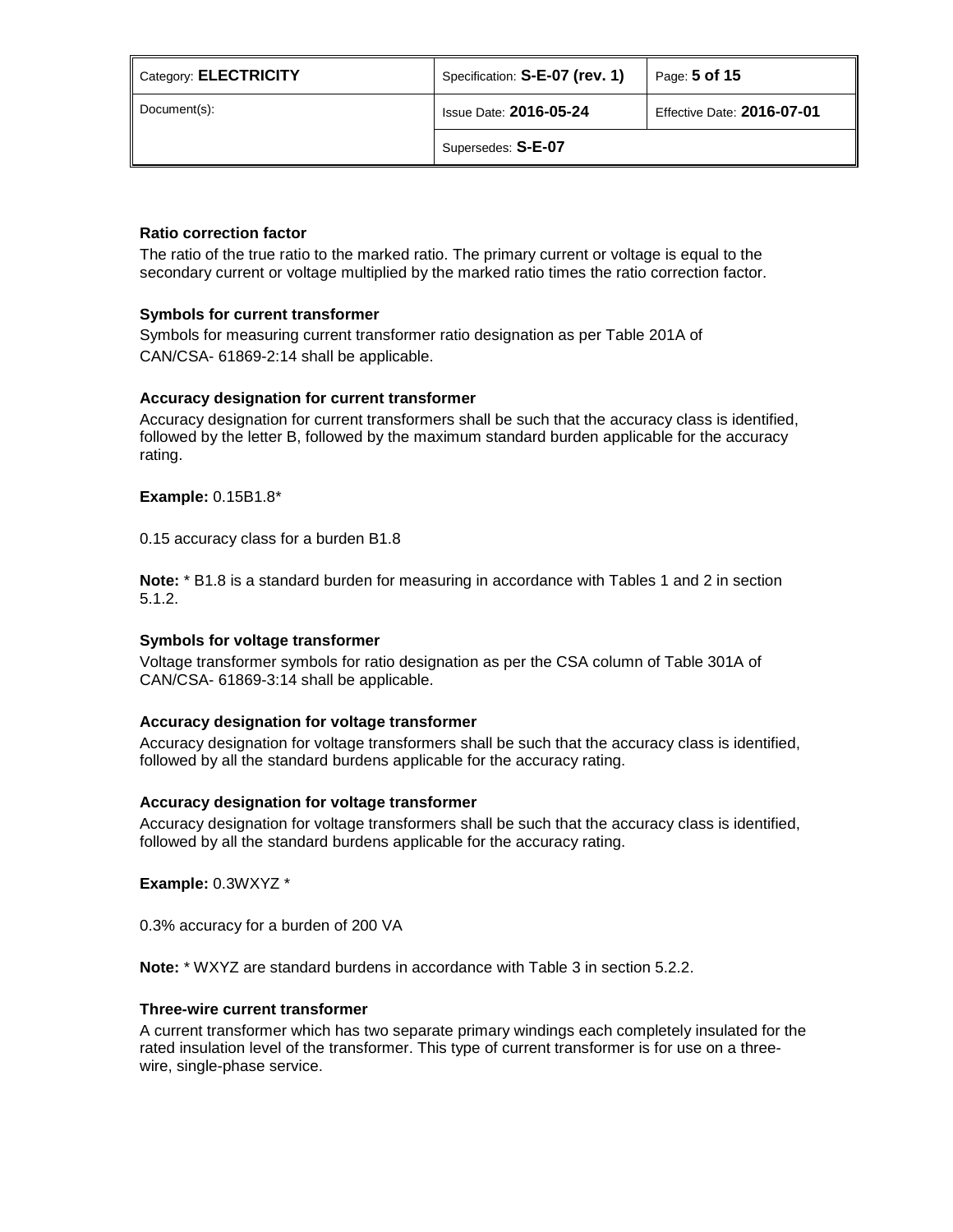**Ratio correction factor**

The ratio of the true ratio to the marked ratio. The primary current or voltage is equal to the secondary current or voltage multiplied by the marked ratio times the ratio correction factor.

**Symbols for current transformer**

Symbols for measuring current transformer ratio designation as per Table 201A of CAN/CSA- 61869-2:14 shall be applicable.

**Accuracy designation for current transformer**

Accuracy designation for current transformers shall be such that the accuracy class is identified, followed by the letter B, followed by the maximum standard burden applicable for the accuracy rating.

**Example:** 0.15B1.8*

0.15 accuracy class for a burden B1.8

**Note:** * B1.8 is a standard burden for measuring in accordance with Tables 1 and 2 in section 5.1.2.

**Symbols for voltage transformer**

Voltage transformer symbols for ratio designation as per the CSA column of Table 301A of CAN/CSA- 61869-3:14 shall be applicable.

**Accuracy designation for voltage transformer**

Accuracy designation for voltage transformers shall be such that the accuracy class is identified, followed by all the standard burdens applicable for the accuracy rating.

**Accuracy designation for voltage transformer**

Accuracy designation for voltage transformers shall be such that the accuracy class is identified, followed by all the standard burdens applicable for the accuracy rating.

**Example:** 0.3WXYZ *

0.3% accuracy for a burden of 200 VA

**Note:** * WXYZ are standard burdens in accordance with Table 3 in section 5.2.2.

**Three-wire current transformer**

A current transformer which has two separate primary windings each completely insulated for the rated insulation level of the transformer. This type of current transformer is for use on a three-wire, single-phase service.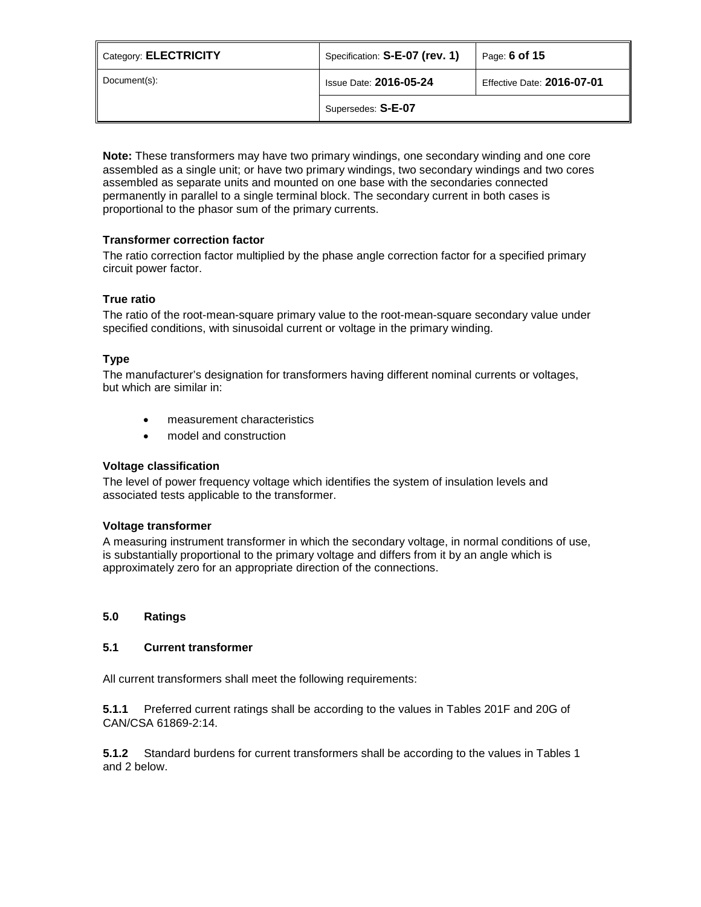**Note:** These transformers may have two primary windings, one secondary winding and one core assembled as a single unit; or have two primary windings, two secondary windings and two cores assembled as separate units and mounted on one base with the secondaries connected permanently in parallel to a single terminal block. The secondary current in both cases is proportional to the phasor sum of the primary currents.

**Transformer correction factor**

The ratio correction factor multiplied by the phase angle correction factor for a specified primary circuit power factor.

**True ratio**

The ratio of the root-mean-square primary value to the root-mean-square secondary value under specified conditions, with sinusoidal current or voltage in the primary winding.

**Type**

The manufacturer's designation for transformers having different nominal currents or voltages, but which are similar in:

- measurement characteristics
- model and construction

**Voltage classification**

The level of power frequency voltage which identifies the system of insulation levels and associated tests applicable to the transformer.

**Voltage transformer**

A measuring instrument transformer in which the secondary voltage, in normal conditions of use, is substantially proportional to the primary voltage and differs from it by an angle which is approximately zero for an appropriate direction of the connections.

## 5.0 Ratings

### 5.1 Current transformer

All current transformers shall meet the following requirements:

**5.1.1** Preferred current ratings shall be according to the values in Tables 201F and 20G of CAN/CSA 61869-2:14.

**5.1.2** Standard burdens for current transformers shall be according to the values in Tables 1 and 2 below.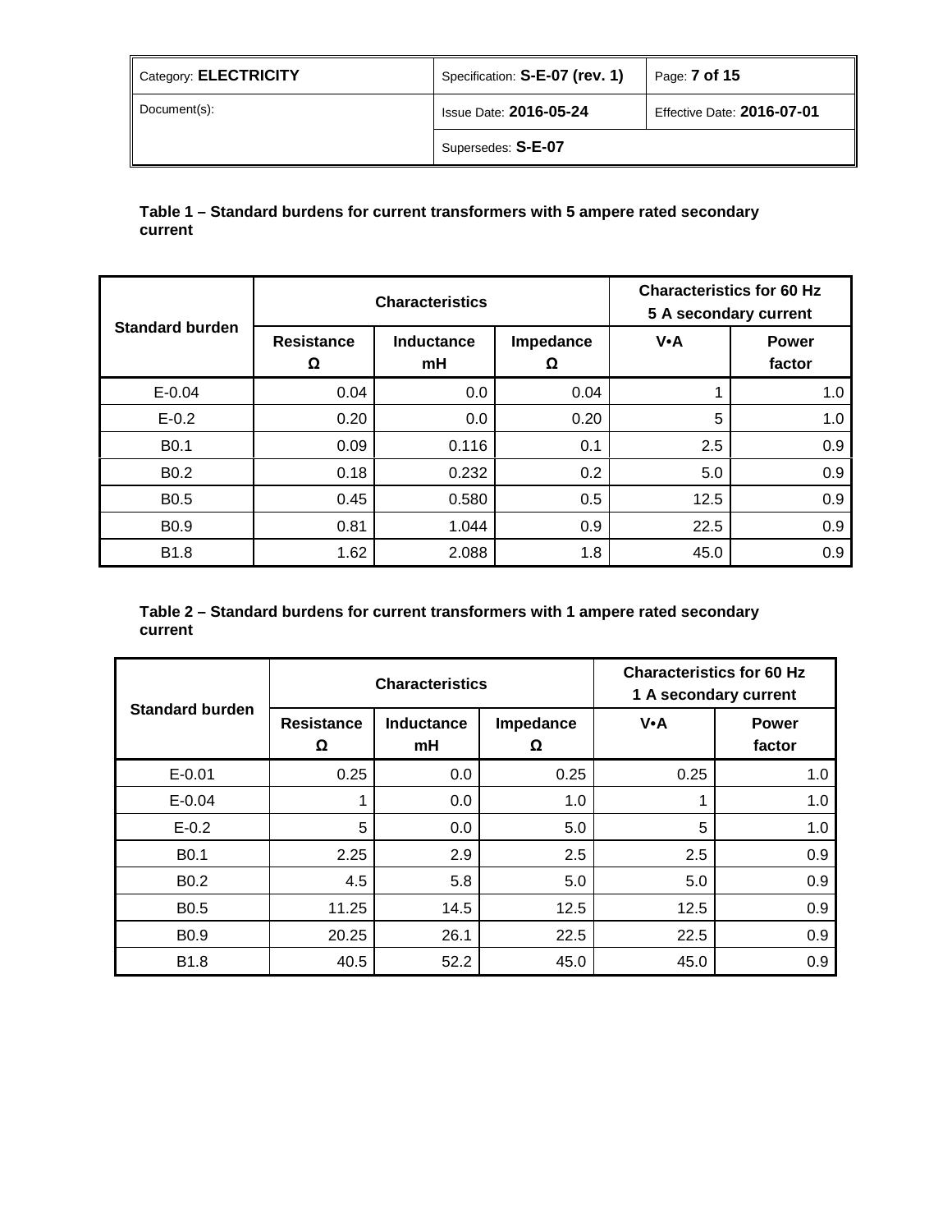**Table 1 – Standard burdens for current transformers with 5 ampere rated secondary current**

| Standard burden | Characteristics | | | Characteristics for 60 Hz 5 A secondary current | |
|---|---|---|---|---|---|
| | Resistance Ω | Inductance mH | Impedance Ω | V•A | Power factor |
| E-0.04 | 0.04 | 0.0 | 0.04 | 1 | 1.0 |
| E-0.2 | 0.20 | 0.0 | 0.20 | 5 | 1.0 |
| B0.1 | 0.09 | 0.116 | 0.1 | 2.5 | 0.9 |
| B0.2 | 0.18 | 0.232 | 0.2 | 5.0 | 0.9 |
| B0.5 | 0.45 | 0.580 | 0.5 | 12.5 | 0.9 |
| B0.9 | 0.81 | 1.044 | 0.9 | 22.5 | 0.9 |
| B1.8 | 1.62 | 2.088 | 1.8 | 45.0 | 0.9 |

**Table 2 – Standard burdens for current transformers with 1 ampere rated secondary current**

| Standard burden | Characteristics | | | Characteristics for 60 Hz 1 A secondary current | |
|---|---|---|---|---|---|
| | Resistance Ω | Inductance mH | Impedance Ω | V•A | Power factor |
| E-0.01 | 0.25 | 0.0 | 0.25 | 0.25 | 1.0 |
| E-0.04 | 1 | 0.0 | 1.0 | 1 | 1.0 |
| E-0.2 | 5 | 0.0 | 5.0 | 5 | 1.0 |
| B0.1 | 2.25 | 2.9 | 2.5 | 2.5 | 0.9 |
| B0.2 | 4.5 | 5.8 | 5.0 | 5.0 | 0.9 |
| B0.5 | 11.25 | 14.5 | 12.5 | 12.5 | 0.9 |
| B0.9 | 20.25 | 26.1 | 22.5 | 22.5 | 0.9 |
| B1.8 | 40.5 | 52.2 | 45.0 | 45.0 | 0.9 |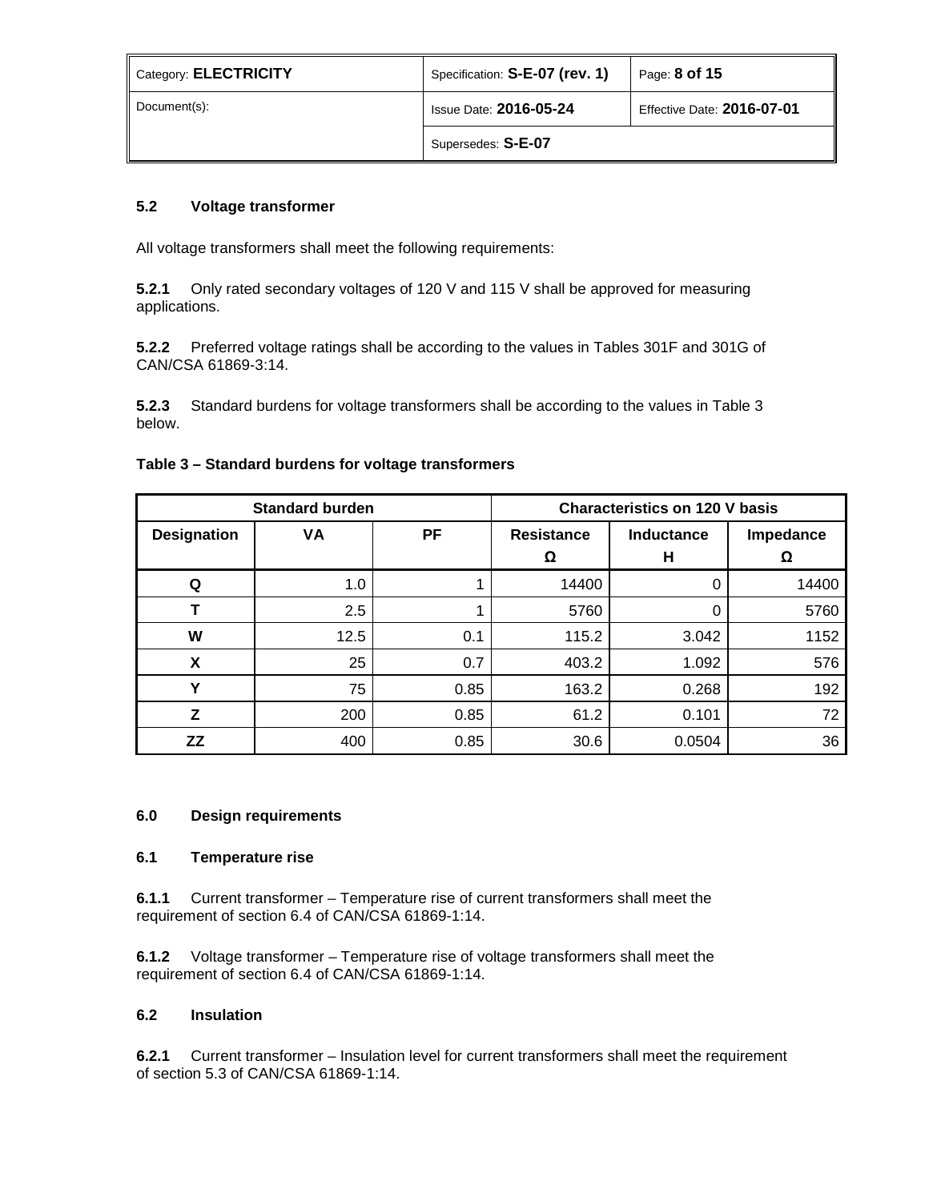### 5.2 Voltage transformer

All voltage transformers shall meet the following requirements:

**5.2.1** Only rated secondary voltages of 120 V and 115 V shall be approved for measuring applications.

**5.2.2** Preferred voltage ratings shall be according to the values in Tables 301F and 301G of CAN/CSA 61869-3:14.

**5.2.3** Standard burdens for voltage transformers shall be according to the values in Table 3 below.

**Table 3 – Standard burdens for voltage transformers**

| Standard burden | | | Characteristics on 120 V basis | | |
|---|---|---|---|---|---|
| **Designation** | **VA** | **PF** | **Resistance Ω** | **Inductance H** | **Impedance Ω** |
| **Q** | 1.0 | 1 | 14400 | 0 | 14400 |
| **T** | 2.5 | 1 | 5760 | 0 | 5760 |
| **W** | 12.5 | 0.1 | 115.2 | 3.042 | 1152 |
| **X** | 25 | 0.7 | 403.2 | 1.092 | 576 |
| **Y** | 75 | 0.85 | 163.2 | 0.268 | 192 |
| **Z** | 200 | 0.85 | 61.2 | 0.101 | 72 |
| **ZZ** | 400 | 0.85 | 30.6 | 0.0504 | 36 |

## 6.0 Design requirements

### 6.1 Temperature rise

**6.1.1** Current transformer – Temperature rise of current transformers shall meet the requirement of section 6.4 of CAN/CSA 61869-1:14.

**6.1.2** Voltage transformer – Temperature rise of voltage transformers shall meet the requirement of section 6.4 of CAN/CSA 61869-1:14.

### 6.2 Insulation

**6.2.1** Current transformer – Insulation level for current transformers shall meet the requirement of section 5.3 of CAN/CSA 61869-1:14.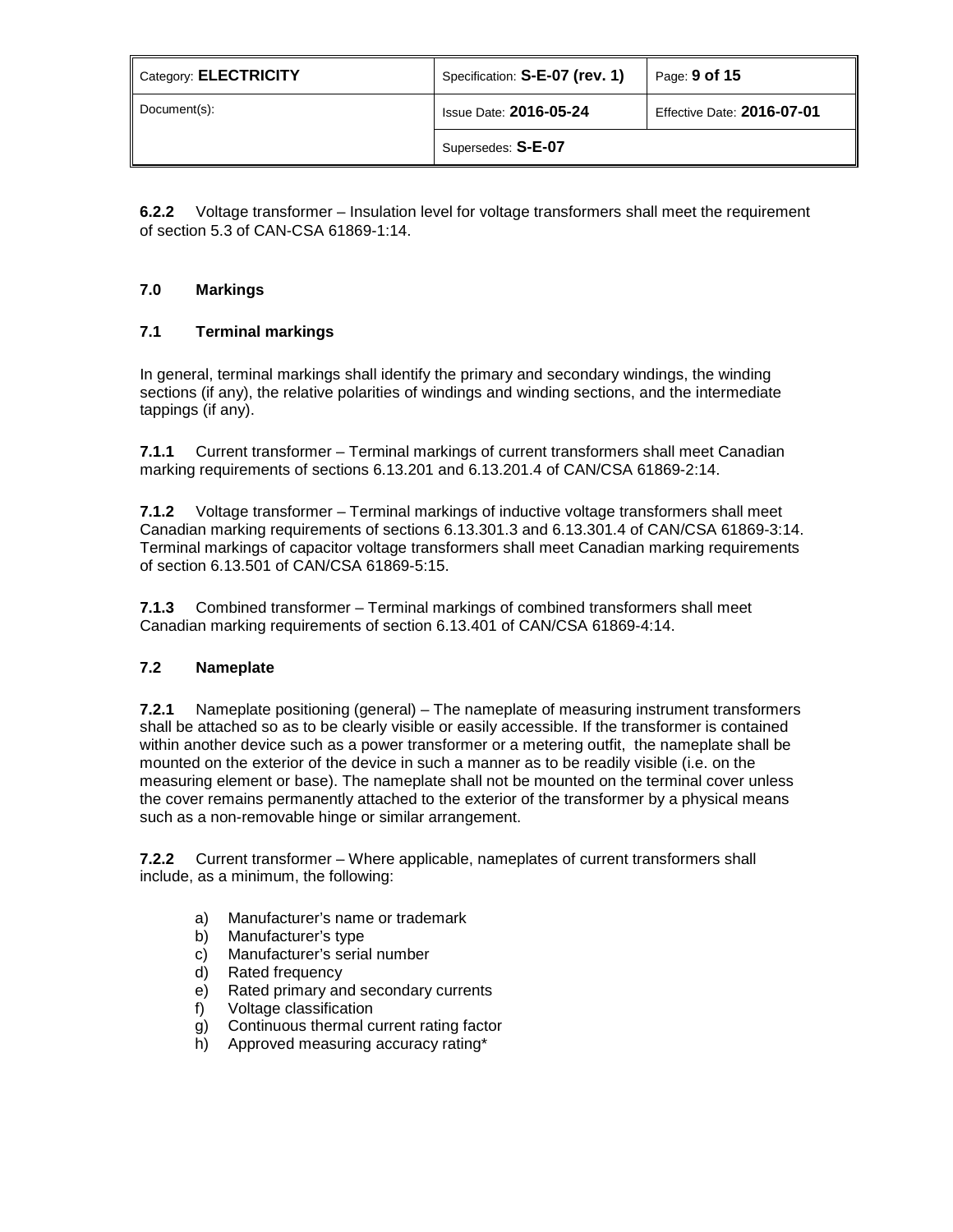**6.2.2** Voltage transformer – Insulation level for voltage transformers shall meet the requirement of section 5.3 of CAN-CSA 61869-1:14.

## 7.0 Markings

### 7.1 Terminal markings

In general, terminal markings shall identify the primary and secondary windings, the winding sections (if any), the relative polarities of windings and winding sections, and the intermediate tappings (if any).

**7.1.1** Current transformer – Terminal markings of current transformers shall meet Canadian marking requirements of sections 6.13.201 and 6.13.201.4 of CAN/CSA 61869-2:14.

**7.1.2** Voltage transformer – Terminal markings of inductive voltage transformers shall meet Canadian marking requirements of sections 6.13.301.3 and 6.13.301.4 of CAN/CSA 61869-3:14. Terminal markings of capacitor voltage transformers shall meet Canadian marking requirements of section 6.13.501 of CAN/CSA 61869-5:15.

**7.1.3** Combined transformer – Terminal markings of combined transformers shall meet Canadian marking requirements of section 6.13.401 of CAN/CSA 61869-4:14.

### 7.2 Nameplate

**7.2.1** Nameplate positioning (general) – The nameplate of measuring instrument transformers shall be attached so as to be clearly visible or easily accessible. If the transformer is contained within another device such as a power transformer or a metering outfit, the nameplate shall be mounted on the exterior of the device in such a manner as to be readily visible (i.e. on the measuring element or base). The nameplate shall not be mounted on the terminal cover unless the cover remains permanently attached to the exterior of the transformer by a physical means such as a non-removable hinge or similar arrangement.

**7.2.2** Current transformer – Where applicable, nameplates of current transformers shall include, as a minimum, the following:

a) Manufacturer's name or trademark
b) Manufacturer's type
c) Manufacturer's serial number
d) Rated frequency
e) Rated primary and secondary currents
f) Voltage classification
g) Continuous thermal current rating factor
h) Approved measuring accuracy rating*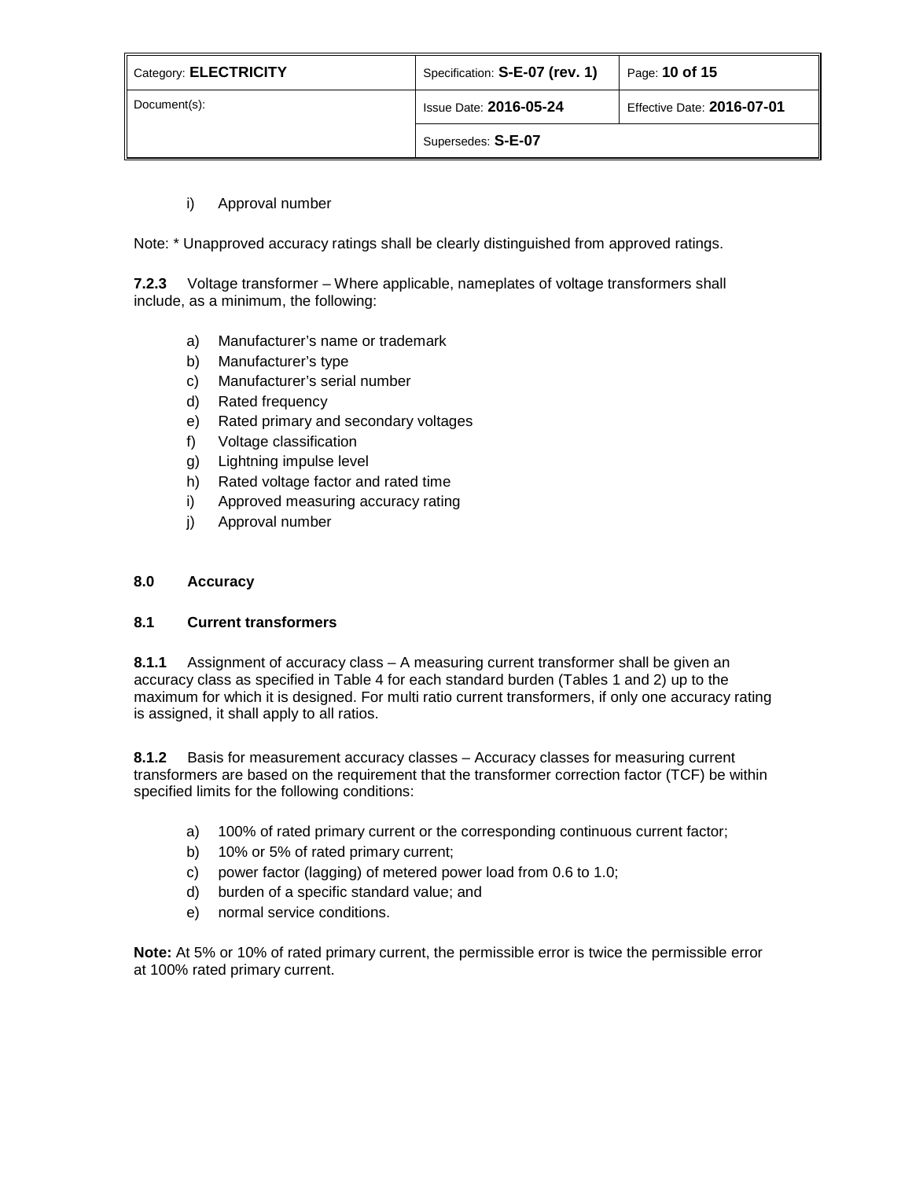i) Approval number

Note: * Unapproved accuracy ratings shall be clearly distinguished from approved ratings.

**7.2.3** Voltage transformer – Where applicable, nameplates of voltage transformers shall include, as a minimum, the following:

a) Manufacturer's name or trademark
b) Manufacturer's type
c) Manufacturer's serial number
d) Rated frequency
e) Rated primary and secondary voltages
f) Voltage classification
g) Lightning impulse level
h) Rated voltage factor and rated time
i) Approved measuring accuracy rating
j) Approval number

## 8.0 Accuracy

### 8.1 Current transformers

**8.1.1** Assignment of accuracy class – A measuring current transformer shall be given an accuracy class as specified in Table 4 for each standard burden (Tables 1 and 2) up to the maximum for which it is designed. For multi ratio current transformers, if only one accuracy rating is assigned, it shall apply to all ratios.

**8.1.2** Basis for measurement accuracy classes – Accuracy classes for measuring current transformers are based on the requirement that the transformer correction factor (TCF) be within specified limits for the following conditions:

a) 100% of rated primary current or the corresponding continuous current factor;
b) 10% or 5% of rated primary current;
c) power factor (lagging) of metered power load from 0.6 to 1.0;
d) burden of a specific standard value; and
e) normal service conditions.

**Note:** At 5% or 10% of rated primary current, the permissible error is twice the permissible error at 100% rated primary current.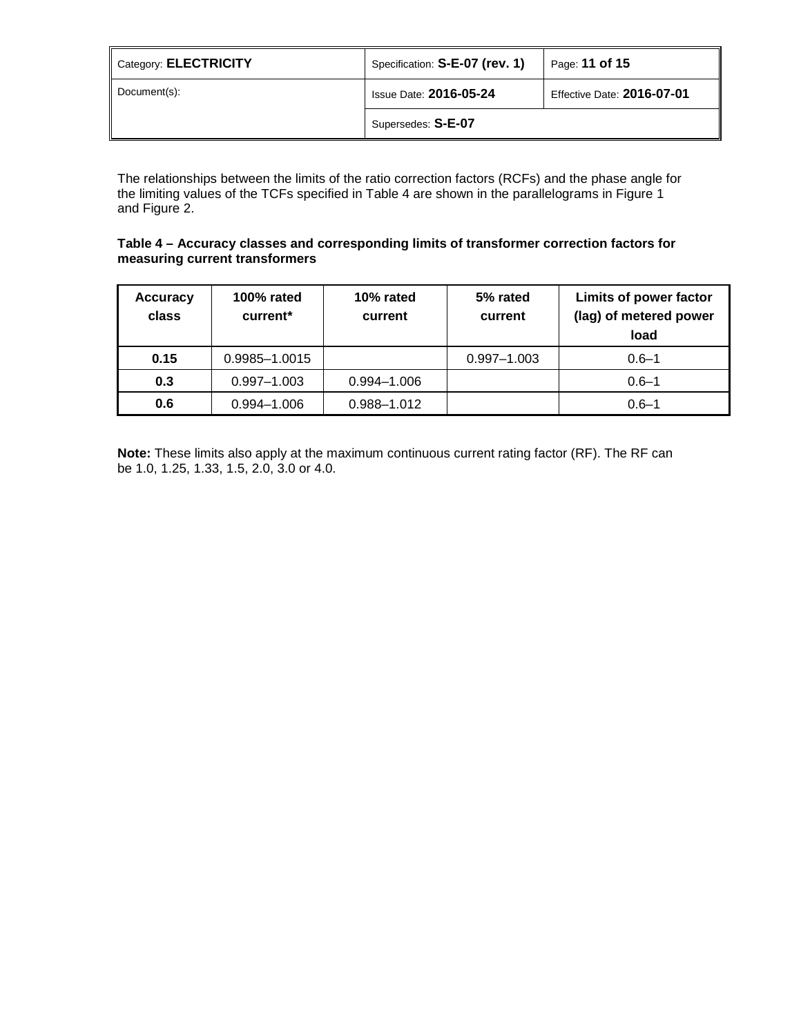The relationships between the limits of the ratio correction factors (RCFs) and the phase angle for the limiting values of the TCFs specified in Table 4 are shown in the parallelograms in Figure 1 and Figure 2.

**Table 4 – Accuracy classes and corresponding limits of transformer correction factors for measuring current transformers**

| Accuracy class | 100% rated current* | 10% rated current | 5% rated current | Limits of power factor (lag) of metered power load |
|---|---|---|---|---|
| **0.15** | 0.9985–1.0015 | | 0.997–1.003 | 0.6–1 |
| **0.3** | 0.997–1.003 | 0.994–1.006 | | 0.6–1 |
| **0.6** | 0.994–1.006 | 0.988–1.012 | | 0.6–1 |

**Note:** These limits also apply at the maximum continuous current rating factor (RF). The RF can be 1.0, 1.25, 1.33, 1.5, 2.0, 3.0 or 4.0.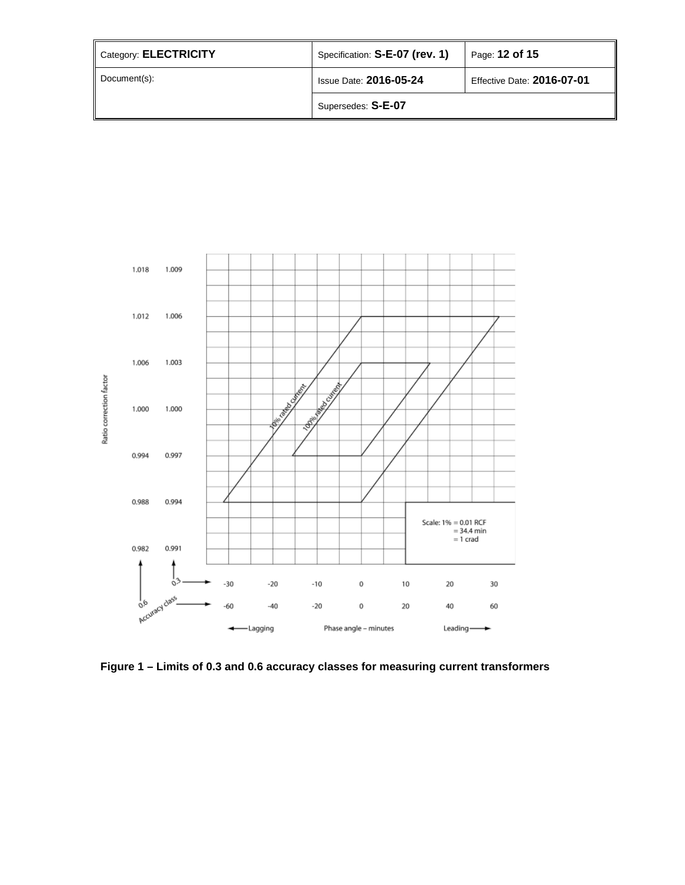Ratio correction factor

| 0.6 | 0.3 |
|---|---|
| 1.018 | 1.009 |
| 1.012 | 1.006 |
| 1.006 | 1.003 |
| 1.000 | 1.000 |
| 0.994 | 0.997 |
| 0.988 | 0.994 |
| 0.982 | 0.991 |

10% rated current

100% rated current

Scale: 1% = 0.01 RCF
= 34.4 min
= 1 crad

| Accuracy class | | | | | | | |
|---|---|---|---|---|---|---|---|
| 0.3 | -30 | -20 | -10 | 0 | 10 | 20 | 30 |
| 0.6 | -60 | -40 | -20 | 0 | 20 | 40 | 60 |

← Lagging — Phase angle – minutes — Leading →

**Figure 1 – Limits of 0.3 and 0.6 accuracy classes for measuring current transformers**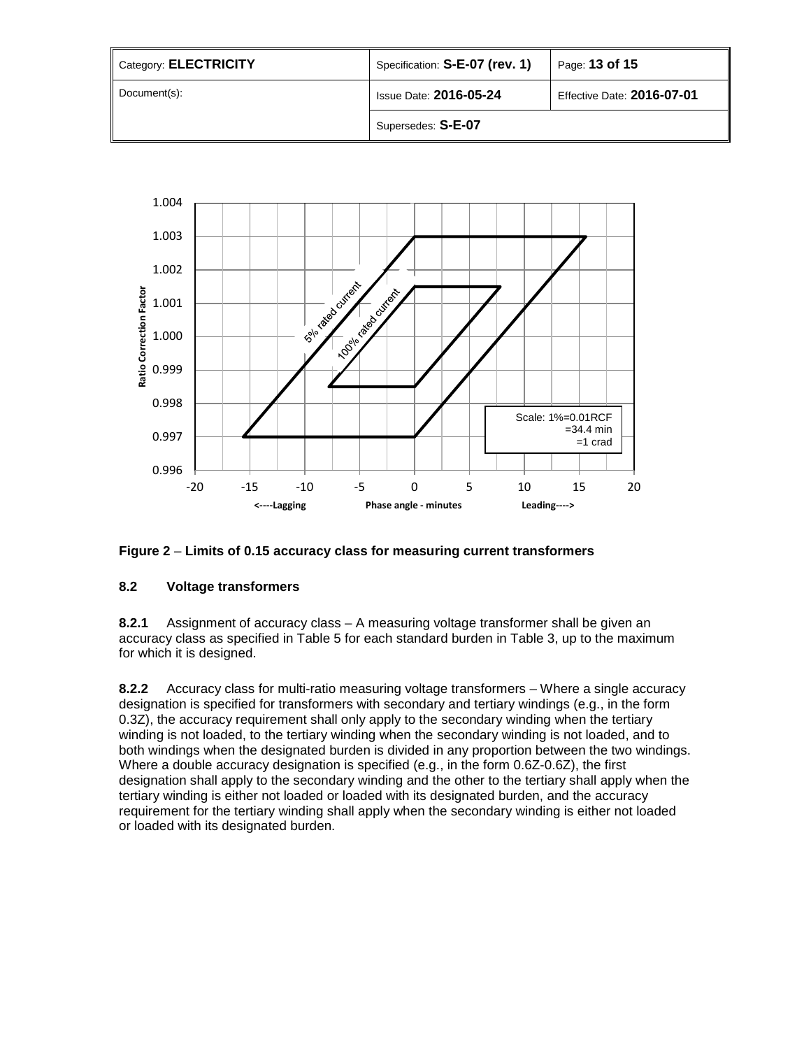**Figure 2** – **Limits of 0.15 accuracy class for measuring current transformers**

#### 8.2 Voltage transformers

**8.2.1** Assignment of accuracy class – A measuring voltage transformer shall be given an accuracy class as specified in Table 5 for each standard burden in Table 3, up to the maximum for which it is designed.

**8.2.2** Accuracy class for multi-ratio measuring voltage transformers – Where a single accuracy designation is specified for transformers with secondary and tertiary windings (e.g., in the form 0.3Z), the accuracy requirement shall only apply to the secondary winding when the tertiary winding is not loaded, to the tertiary winding when the secondary winding is not loaded, and to both windings when the designated burden is divided in any proportion between the two windings. Where a double accuracy designation is specified (e.g., in the form 0.6Z-0.6Z), the first designation shall apply to the secondary winding and the other to the tertiary shall apply when the tertiary winding is either not loaded or loaded with its designated burden, and the accuracy requirement for the tertiary winding shall apply when the secondary winding is either not loaded or loaded with its designated burden.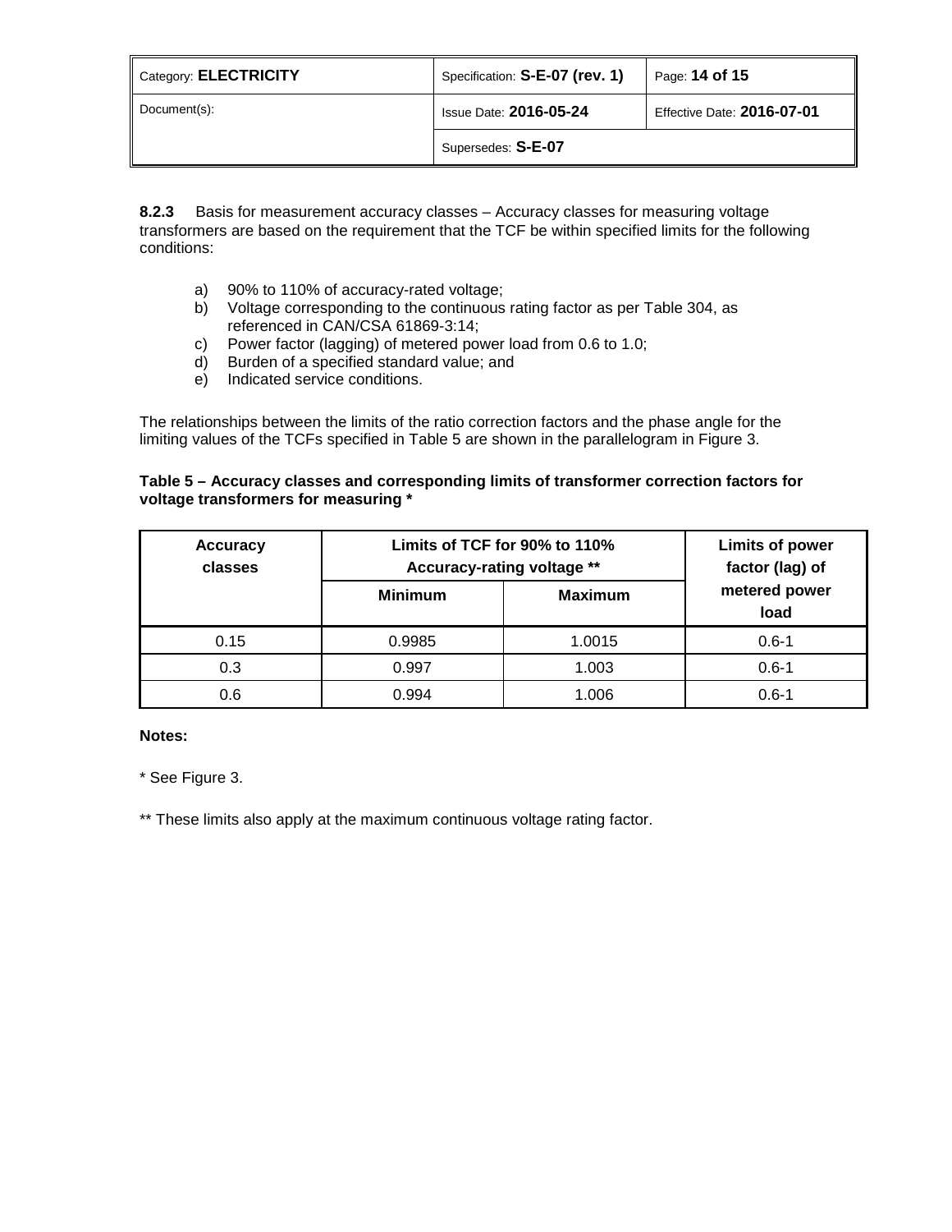**8.2.3** Basis for measurement accuracy classes – Accuracy classes for measuring voltage transformers are based on the requirement that the TCF be within specified limits for the following conditions:

a) 90% to 110% of accuracy-rated voltage;
b) Voltage corresponding to the continuous rating factor as per Table 304, as referenced in CAN/CSA 61869-3:14;
c) Power factor (lagging) of metered power load from 0.6 to 1.0;
d) Burden of a specified standard value; and
e) Indicated service conditions.

The relationships between the limits of the ratio correction factors and the phase angle for the limiting values of the TCFs specified in Table 5 are shown in the parallelogram in Figure 3.

**Table 5 – Accuracy classes and corresponding limits of transformer correction factors for voltage transformers for measuring ***

| Accuracy classes | Limits of TCF for 90% to 110% Accuracy-rating voltage ** | | Limits of power factor (lag) of metered power load |
|---|---|---|---|
| | Minimum | Maximum | |
| 0.15 | 0.9985 | 1.0015 | 0.6-1 |
| 0.3 | 0.997 | 1.003 | 0.6-1 |
| 0.6 | 0.994 | 1.006 | 0.6-1 |

**Notes:**

* See Figure 3.

** These limits also apply at the maximum continuous voltage rating factor.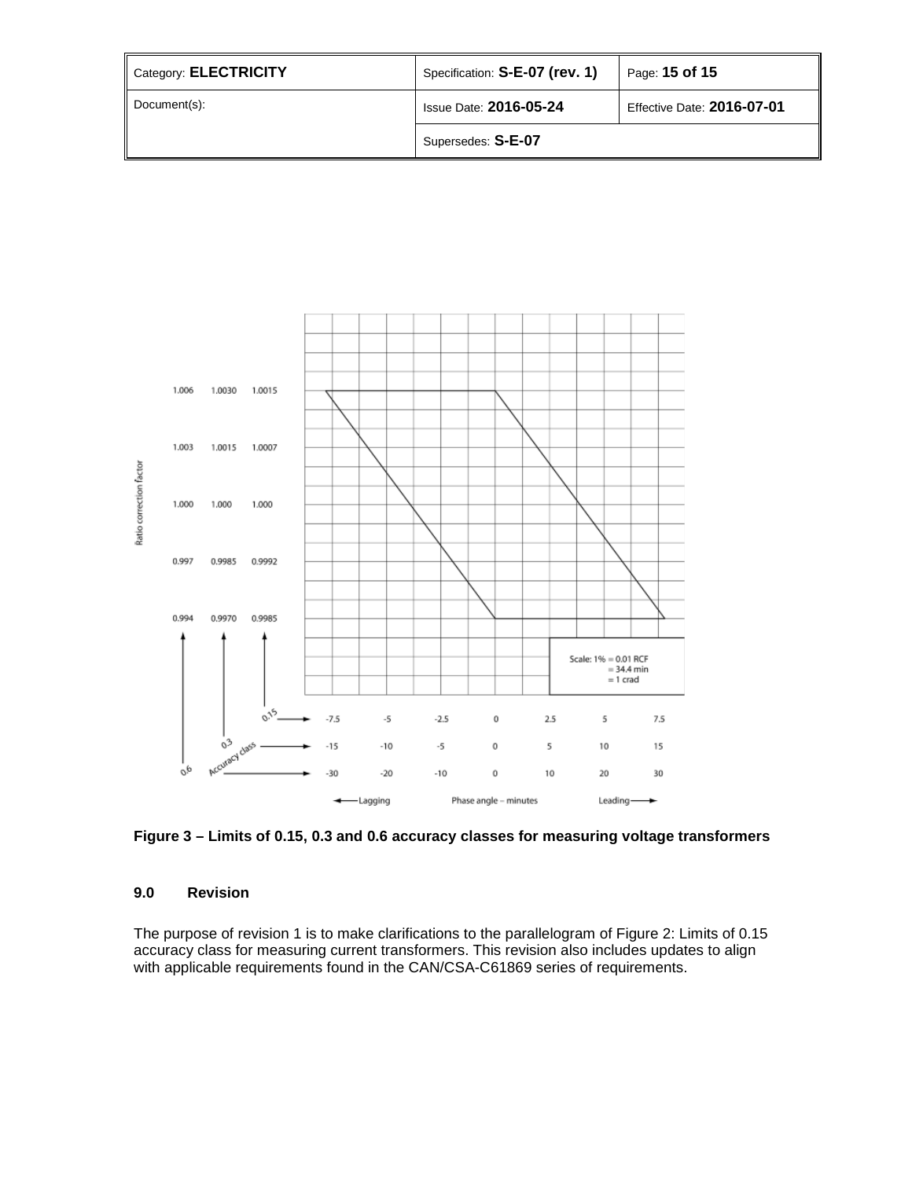Ratio correction factor

1.006 1.0030 1.0015

1.003 1.0015 1.0007

1.000 1.000 1.000

0.997 0.9985 0.9992

0.994 0.9970 0.9985

Scale: 1% = 0.01 RCF
= 34.4 min
= 1 crad

0.15: -7.5 -5 -2.5 0 2.5 5 7.5

0.3: -15 -10 -5 0 5 10 15

0.6: -30 -20 -10 0 10 20 30

Accuracy class

Lagging Phase angle – minutes Leading

**Figure 3 – Limits of 0.15, 0.3 and 0.6 accuracy classes for measuring voltage transformers**

## 9.0 Revision

The purpose of revision 1 is to make clarifications to the parallelogram of Figure 2: Limits of 0.15 accuracy class for measuring current transformers. This revision also includes updates to align with applicable requirements found in the CAN/CSA-C61869 series of requirements.